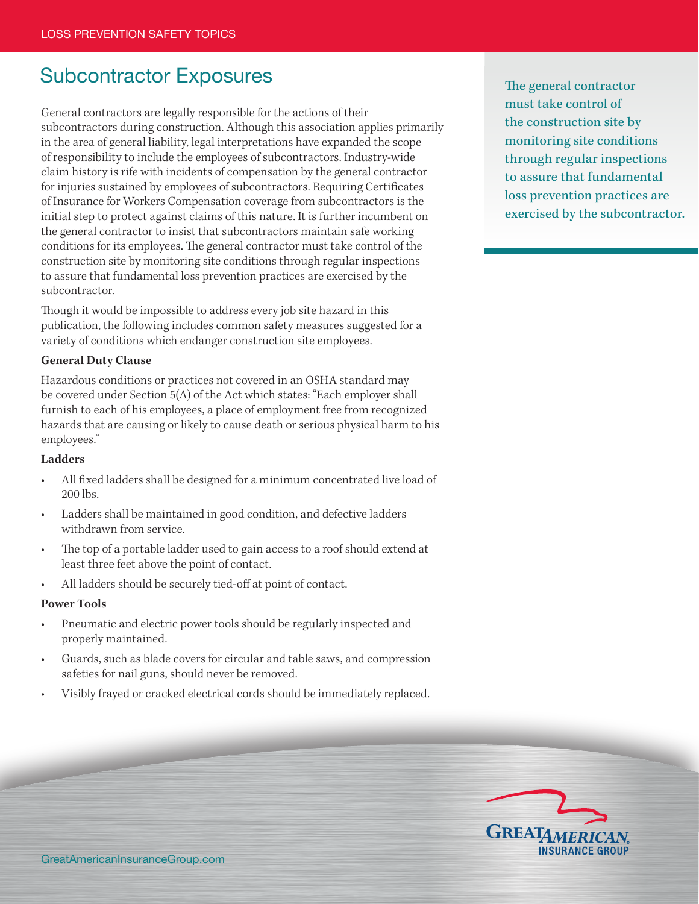# Subcontractor Exposures

General contractors are legally responsible for the actions of their subcontractors during construction. Although this association applies primarily in the area of general liability, legal interpretations have expanded the scope of responsibility to include the employees of subcontractors. Industry-wide claim history is rife with incidents of compensation by the general contractor for injuries sustained by employees of subcontractors. Requiring Certificates of Insurance for Workers Compensation coverage from subcontractors is the initial step to protect against claims of this nature. It is further incumbent on the general contractor to insist that subcontractors maintain safe working conditions for its employees. The general contractor must take control of the construction site by monitoring site conditions through regular inspections to assure that fundamental loss prevention practices are exercised by the subcontractor.

> The general contractor must take control of the construction site by monitoring site conditions through regular inspections to assure that fundamental loss prevention practices are exercised by the subcontractor.

Though it would be impossible to address every job site hazard in this publication, the following includes common safety measures suggested for a variety of conditions which endanger construction site employees.

**General Duty Clause**

Hazardous conditions or practices not covered in an OSHA standard may be covered under Section 5(A) of the Act which states: "Each employer shall furnish to each of his employees, a place of employment free from recognized hazards that are causing or likely to cause death or serious physical harm to his employees."

**Ladders**

- All fixed ladders shall be designed for a minimum concentrated live load of 200 lbs.
- Ladders shall be maintained in good condition, and defective ladders withdrawn from service.
- The top of a portable ladder used to gain access to a roof should extend at least three feet above the point of contact.
- All ladders should be securely tied-off at point of contact.

**Power Tools**

- Pneumatic and electric power tools should be regularly inspected and properly maintained.
- Guards, such as blade covers for circular and table saws, and compression safeties for nail guns, should never be removed.
- Visibly frayed or cracked electrical cords should be immediately replaced.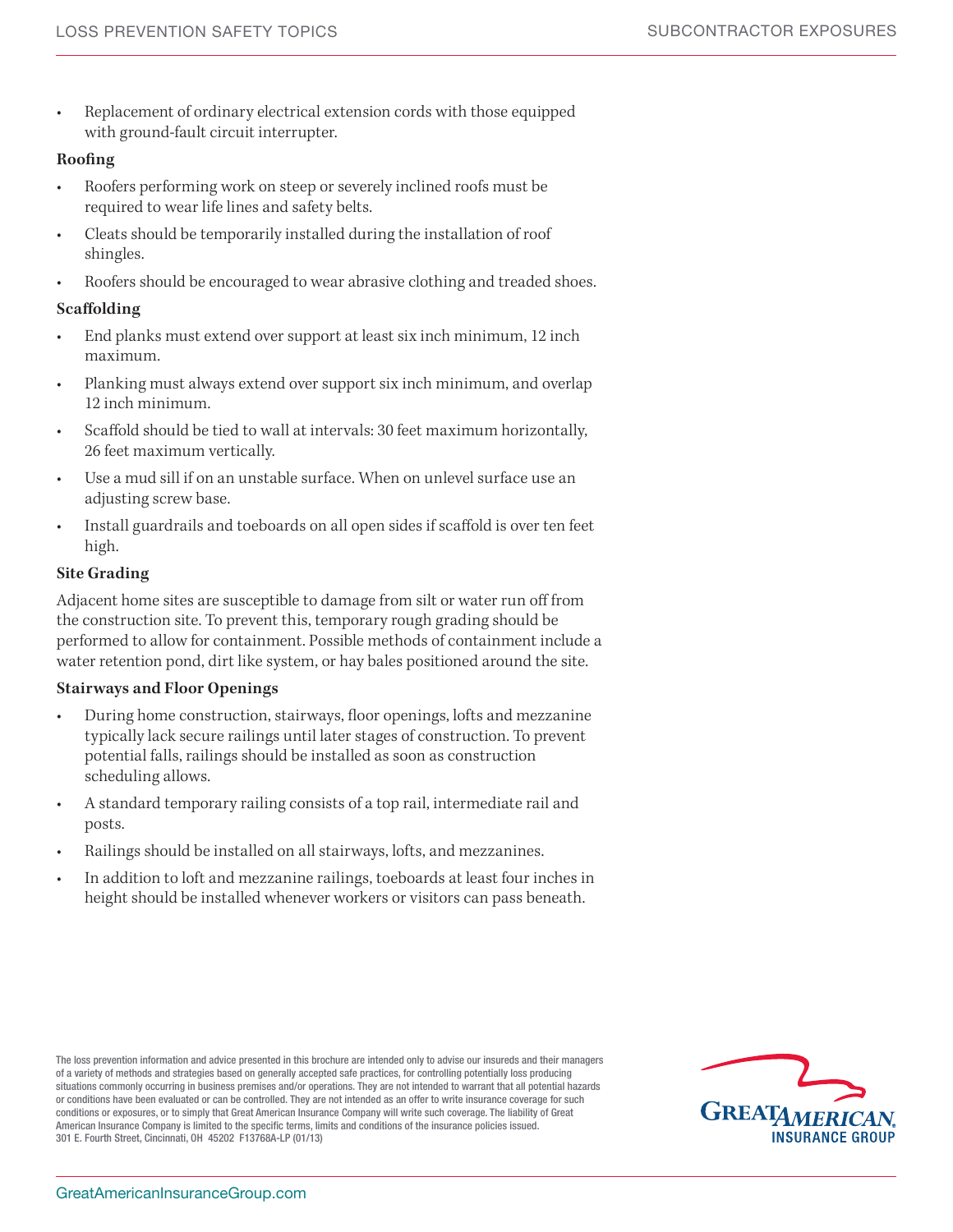- Replacement of ordinary electrical extension cords with those equipped with ground-fault circuit interrupter.

**Roofing**

- Roofers performing work on steep or severely inclined roofs must be required to wear life lines and safety belts.
- Cleats should be temporarily installed during the installation of roof shingles.
- Roofers should be encouraged to wear abrasive clothing and treaded shoes.

**Scaffolding**

- End planks must extend over support at least six inch minimum, 12 inch maximum.
- Planking must always extend over support six inch minimum, and overlap 12 inch minimum.
- Scaffold should be tied to wall at intervals: 30 feet maximum horizontally, 26 feet maximum vertically.
- Use a mud sill if on an unstable surface. When on unlevel surface use an adjusting screw base.
- Install guardrails and toeboards on all open sides if scaffold is over ten feet high.

**Site Grading**

Adjacent home sites are susceptible to damage from silt or water run off from the construction site. To prevent this, temporary rough grading should be performed to allow for containment. Possible methods of containment include a water retention pond, dirt like system, or hay bales positioned around the site.

**Stairways and Floor Openings**

- During home construction, stairways, floor openings, lofts and mezzanine typically lack secure railings until later stages of construction. To prevent potential falls, railings should be installed as soon as construction scheduling allows.
- A standard temporary railing consists of a top rail, intermediate rail and posts.
- Railings should be installed on all stairways, lofts, and mezzanines.
- In addition to loft and mezzanine railings, toeboards at least four inches in height should be installed whenever workers or visitors can pass beneath.

The loss prevention information and advice presented in this brochure are intended only to advise our insureds and their managers of a variety of methods and strategies based on generally accepted safe practices, for controlling potentially loss producing situations commonly occurring in business premises and/or operations. They are not intended to warrant that all potential hazards or conditions have been evaluated or can be controlled. They are not intended as an offer to write insurance coverage for such conditions or exposures, or to simply that Great American Insurance Company will write such coverage. The liability of Great American Insurance Company is limited to the specific terms, limits and conditions of the insurance policies issued.
301 E. Fourth Street, Cincinnati, OH 45202 F13768A-LP (01/13)

GREAT AMERICAN INSURANCE GROUP

GreatAmericanInsuranceGroup.com